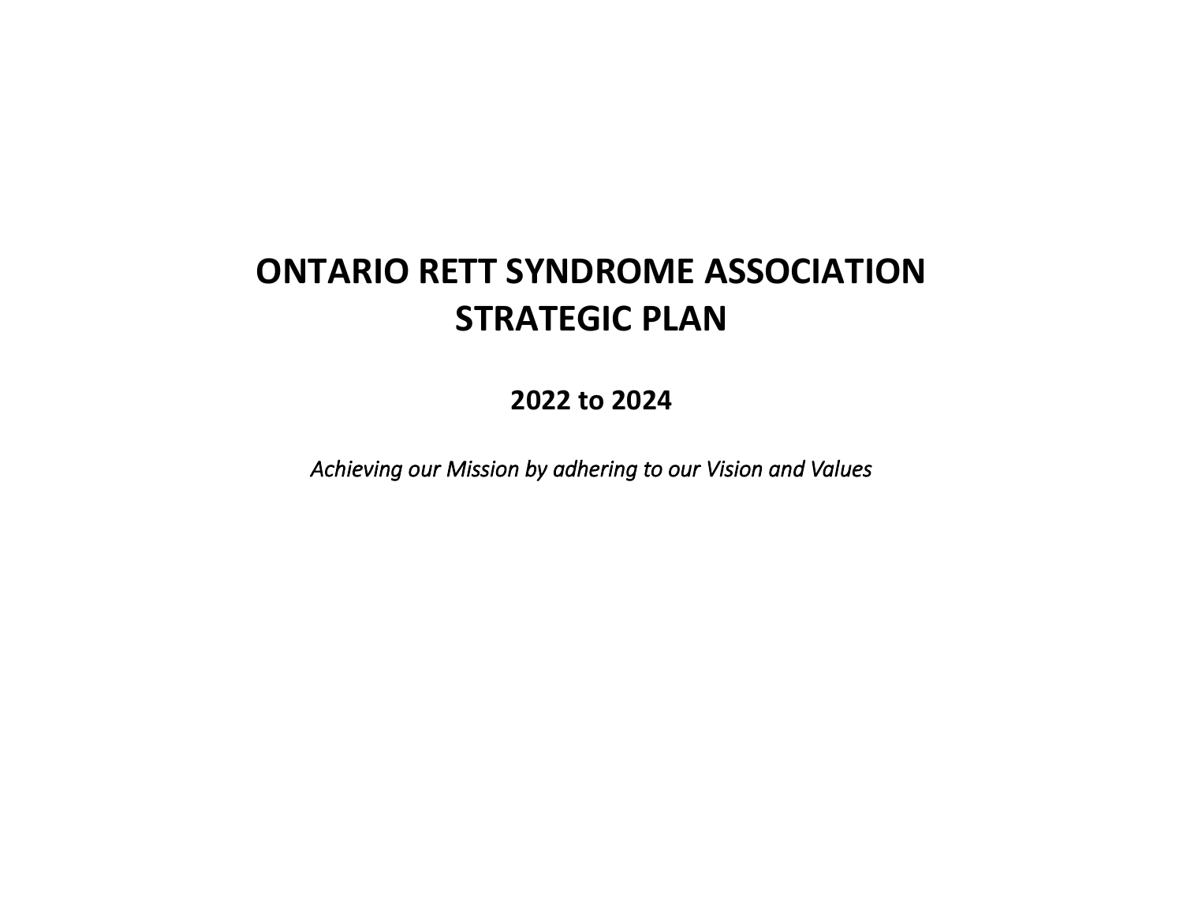# ONTARIO RETT SYNDROME ASSOCIATION STRATEGIC PLAN

## 2022 to 2024

*Achieving our Mission by adhering to our Vision and Values*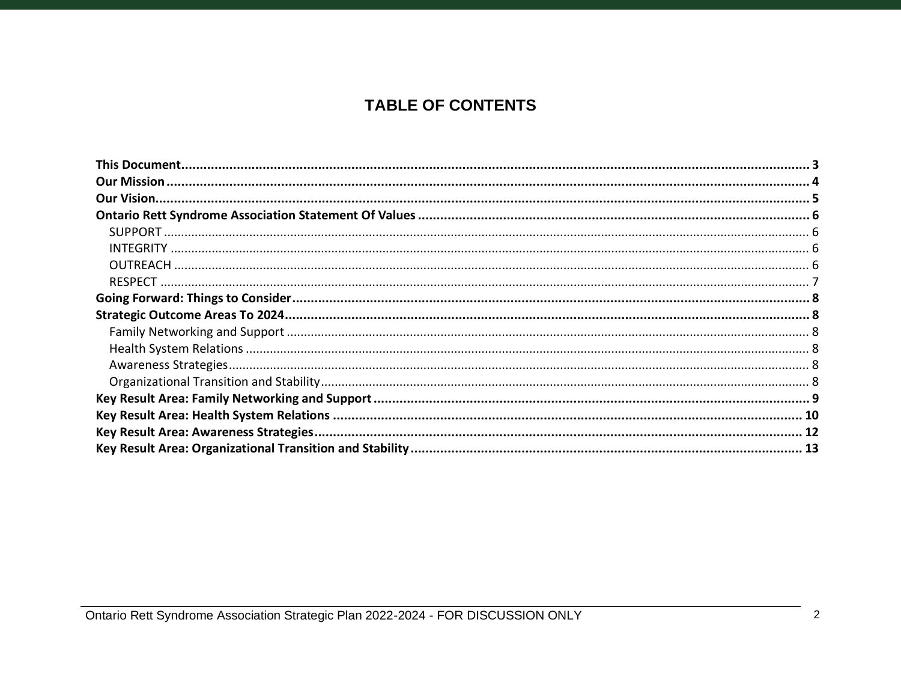# TABLE OF CONTENTS

**This Document** ........ **3**
**Our Mission** ........ **4**
**Our Vision** ........ **5**
**Ontario Rett Syndrome Association Statement Of Values** ........ **6**
- SUPPORT ........ 6
- INTEGRITY ........ 6
- OUTREACH ........ 6
- RESPECT ........ 7

**Going Forward: Things to Consider** ........ **8**
**Strategic Outcome Areas To 2024** ........ **8**
- Family Networking and Support ........ 8
- Health System Relations ........ 8
- Awareness Strategies ........ 8
- Organizational Transition and Stability ........ 8

**Key Result Area: Family Networking and Support** ........ **9**
**Key Result Area: Health System Relations** ........ **10**
**Key Result Area: Awareness Strategies** ........ **12**
**Key Result Area: Organizational Transition and Stability** ........ **13**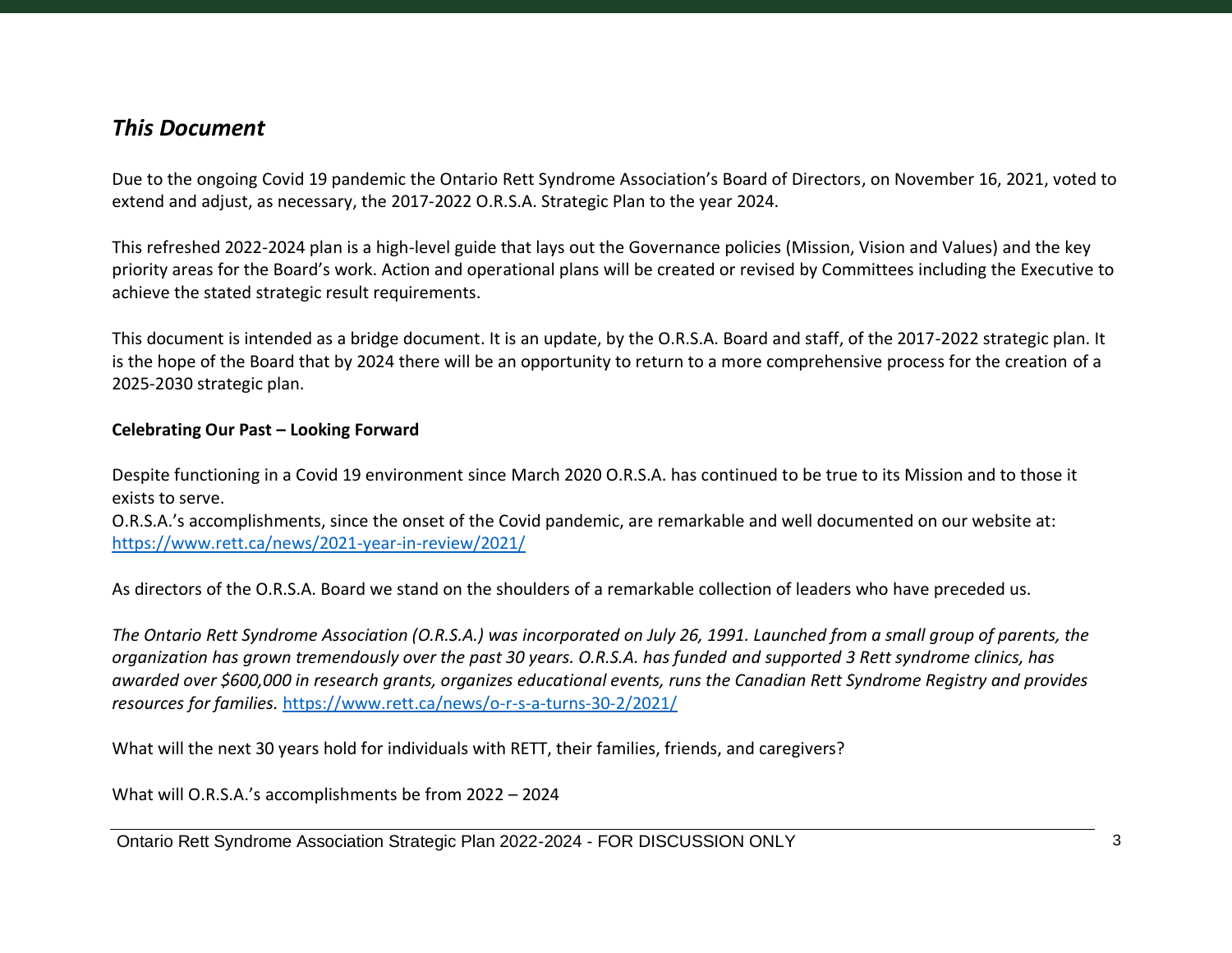## *This Document*

Due to the ongoing Covid 19 pandemic the Ontario Rett Syndrome Association's Board of Directors, on November 16, 2021, voted to extend and adjust, as necessary, the 2017-2022 O.R.S.A. Strategic Plan to the year 2024.

This refreshed 2022-2024 plan is a high-level guide that lays out the Governance policies (Mission, Vision and Values) and the key priority areas for the Board's work. Action and operational plans will be created or revised by Committees including the Executive to achieve the stated strategic result requirements.

This document is intended as a bridge document. It is an update, by the O.R.S.A. Board and staff, of the 2017-2022 strategic plan. It is the hope of the Board that by 2024 there will be an opportunity to return to a more comprehensive process for the creation of a 2025-2030 strategic plan.

**Celebrating Our Past – Looking Forward**

Despite functioning in a Covid 19 environment since March 2020 O.R.S.A. has continued to be true to its Mission and to those it exists to serve.
O.R.S.A.'s accomplishments, since the onset of the Covid pandemic, are remarkable and well documented on our website at: [https://www.rett.ca/news/2021-year-in-review/2021/](https://www.rett.ca/news/2021-year-in-review/2021/)

As directors of the O.R.S.A. Board we stand on the shoulders of a remarkable collection of leaders who have preceded us.

*The Ontario Rett Syndrome Association (O.R.S.A.) was incorporated on July 26, 1991. Launched from a small group of parents, the organization has grown tremendously over the past 30 years. O.R.S.A. has funded and supported 3 Rett syndrome clinics, has awarded over $600,000 in research grants, organizes educational events, runs the Canadian Rett Syndrome Registry and provides resources for families.* [https://www.rett.ca/news/o-r-s-a-turns-30-2/2021/](https://www.rett.ca/news/o-r-s-a-turns-30-2/2021/)

What will the next 30 years hold for individuals with RETT, their families, friends, and caregivers?

What will O.R.S.A.'s accomplishments be from 2022 – 2024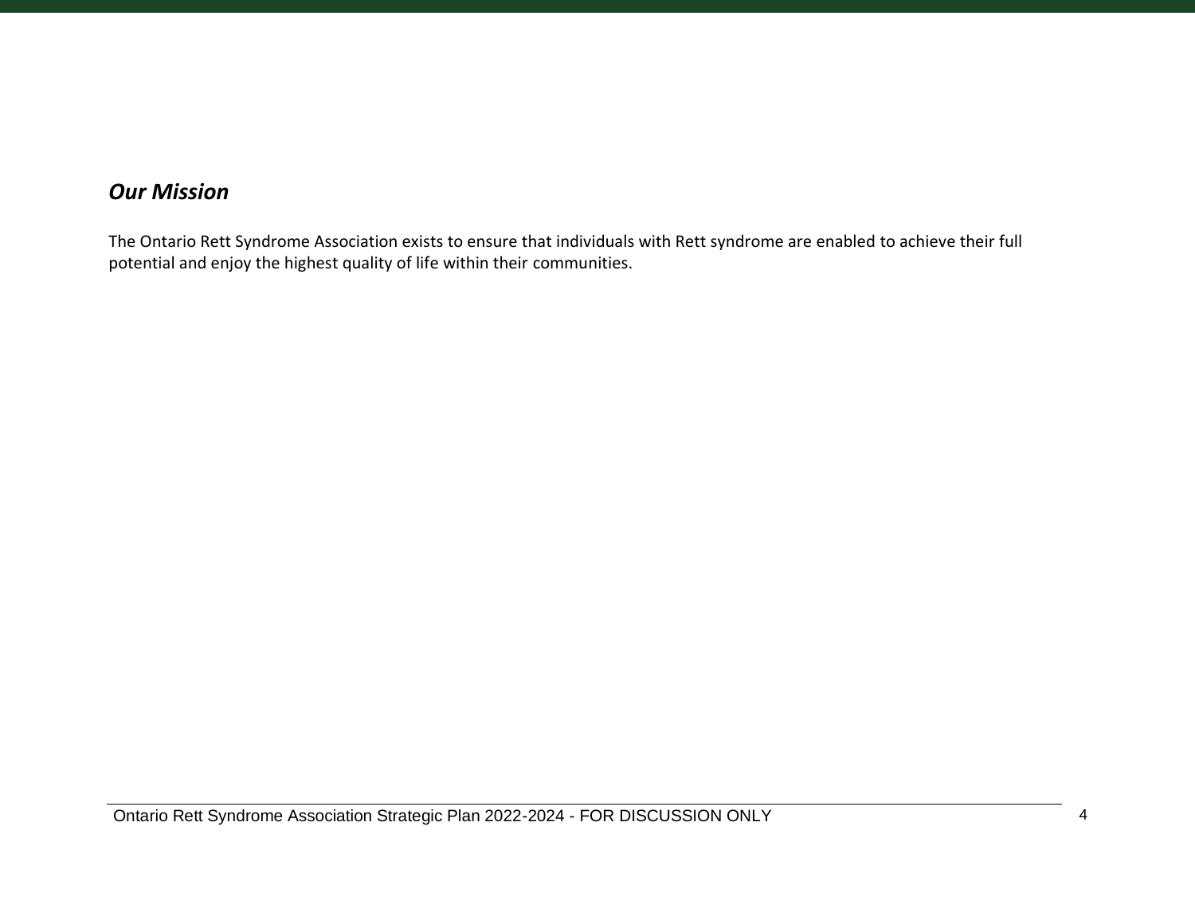## *Our Mission*

The Ontario Rett Syndrome Association exists to ensure that individuals with Rett syndrome are enabled to achieve their full potential and enjoy the highest quality of life within their communities.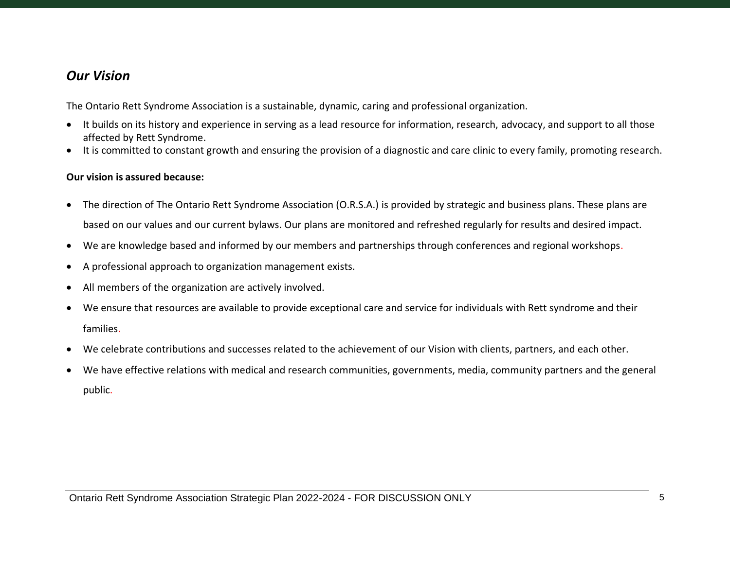## *Our Vision*

The Ontario Rett Syndrome Association is a sustainable, dynamic, caring and professional organization.

- It builds on its history and experience in serving as a lead resource for information, research, advocacy, and support to all those affected by Rett Syndrome.
- It is committed to constant growth and ensuring the provision of a diagnostic and care clinic to every family, promoting research.

**Our vision is assured because:**

- The direction of The Ontario Rett Syndrome Association (O.R.S.A.) is provided by strategic and business plans. These plans are based on our values and our current bylaws. Our plans are monitored and refreshed regularly for results and desired impact.
- We are knowledge based and informed by our members and partnerships through conferences and regional workshops.
- A professional approach to organization management exists.
- All members of the organization are actively involved.
- We ensure that resources are available to provide exceptional care and service for individuals with Rett syndrome and their families.
- We celebrate contributions and successes related to the achievement of our Vision with clients, partners, and each other.
- We have effective relations with medical and research communities, governments, media, community partners and the general public.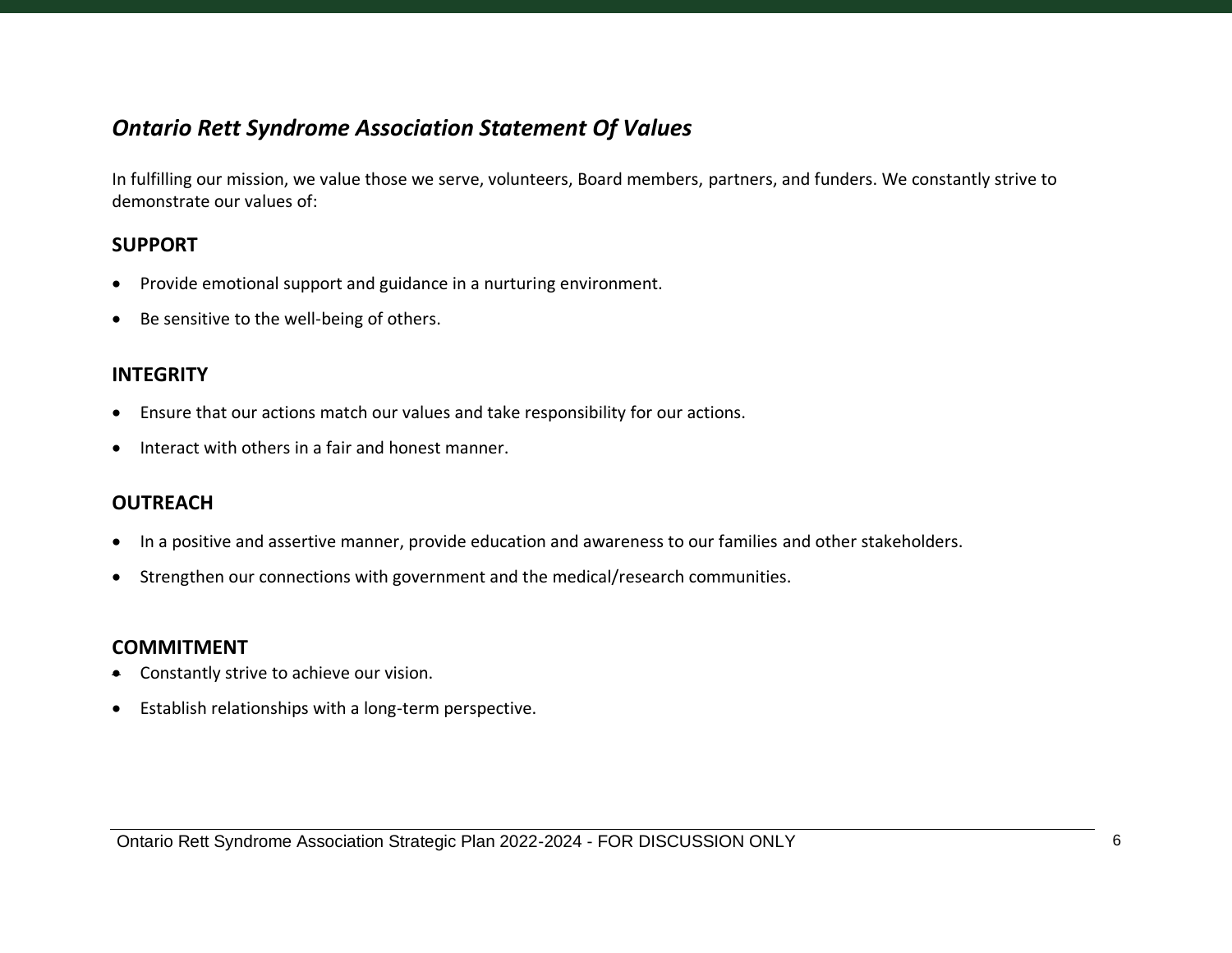## *Ontario Rett Syndrome Association Statement Of Values*

In fulfilling our mission, we value those we serve, volunteers, Board members, partners, and funders. We constantly strive to demonstrate our values of:

### SUPPORT

- Provide emotional support and guidance in a nurturing environment.
- Be sensitive to the well-being of others.

### INTEGRITY

- Ensure that our actions match our values and take responsibility for our actions.
- Interact with others in a fair and honest manner.

### OUTREACH

- In a positive and assertive manner, provide education and awareness to our families and other stakeholders.
- Strengthen our connections with government and the medical/research communities.

### COMMITMENT

- Constantly strive to achieve our vision.
- Establish relationships with a long-term perspective.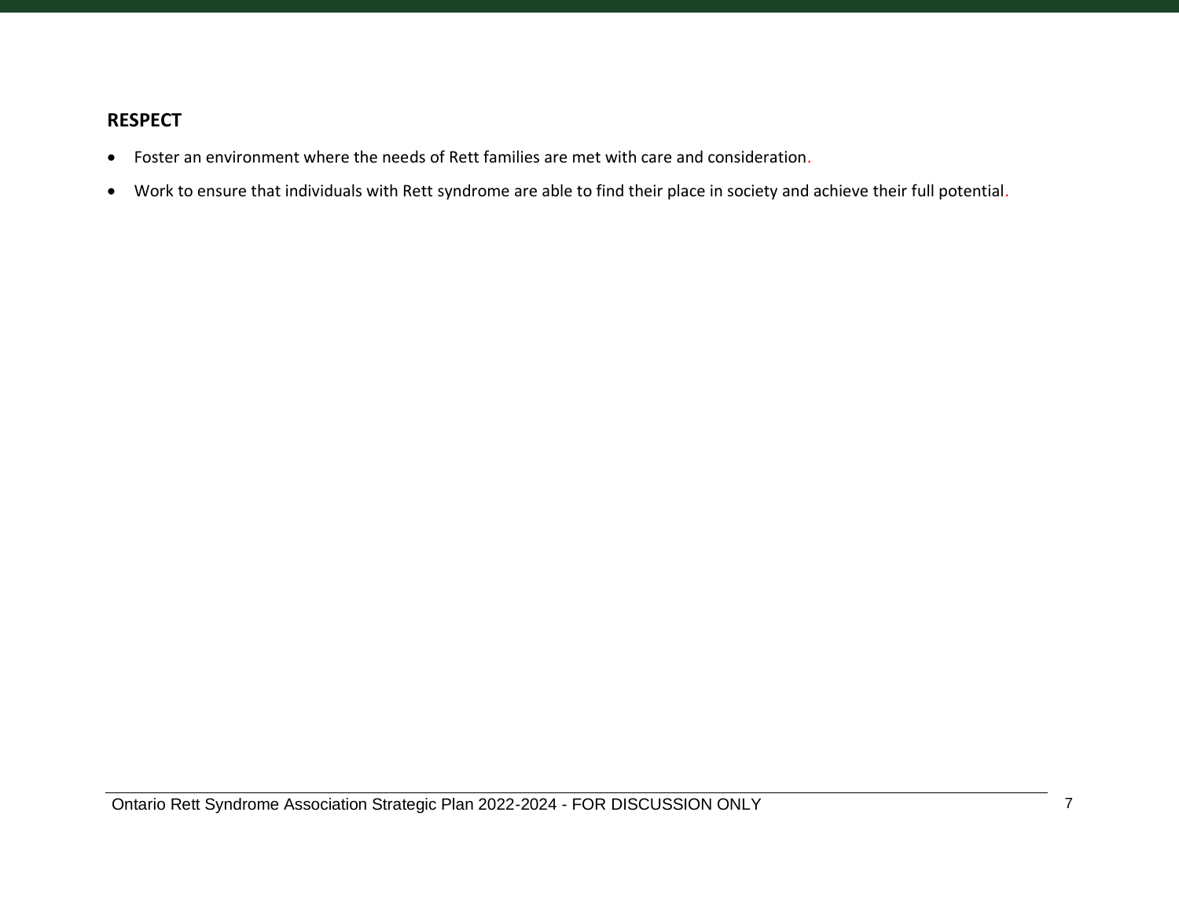**RESPECT**

- Foster an environment where the needs of Rett families are met with care and consideration.
- Work to ensure that individuals with Rett syndrome are able to find their place in society and achieve their full potential.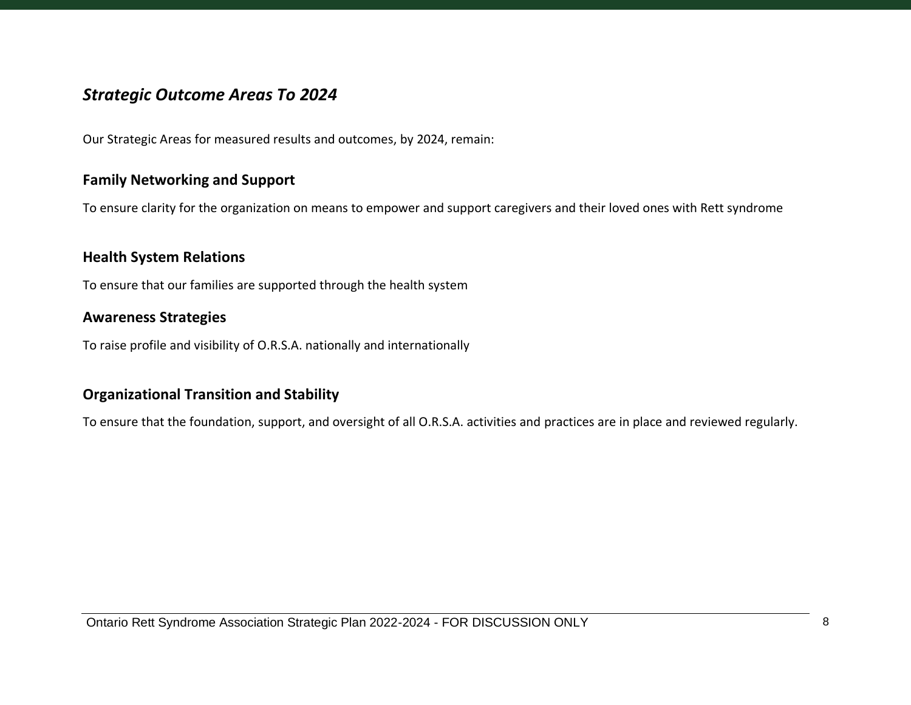## *Strategic Outcome Areas To 2024*

Our Strategic Areas for measured results and outcomes, by 2024, remain:

### Family Networking and Support

To ensure clarity for the organization on means to empower and support caregivers and their loved ones with Rett syndrome

### Health System Relations

To ensure that our families are supported through the health system

### Awareness Strategies

To raise profile and visibility of O.R.S.A. nationally and internationally

### Organizational Transition and Stability

To ensure that the foundation, support, and oversight of all O.R.S.A. activities and practices are in place and reviewed regularly.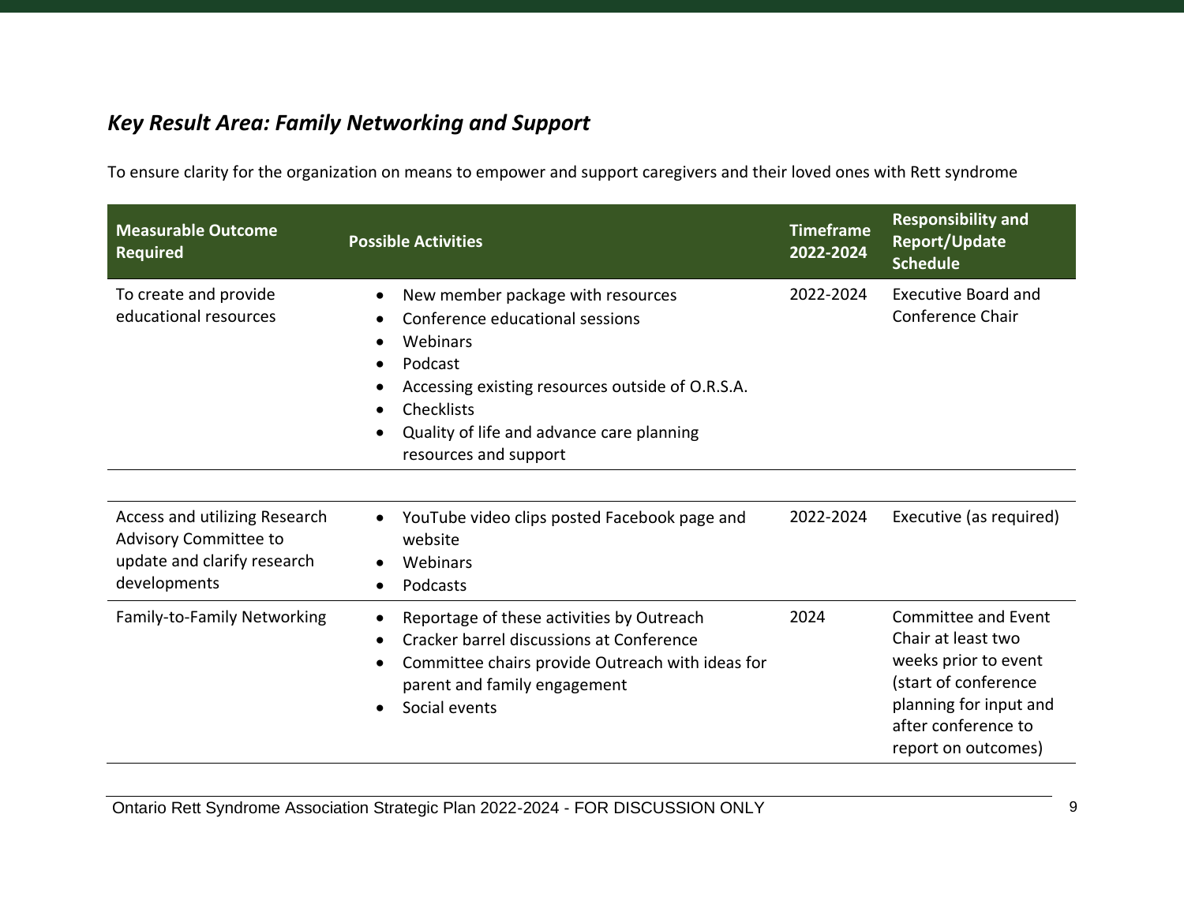### *Key Result Area: Family Networking and Support*

To ensure clarity for the organization on means to empower and support caregivers and their loved ones with Rett syndrome

| Measurable Outcome Required | Possible Activities | Timeframe 2022-2024 | Responsibility and Report/Update Schedule |
|---|---|---|---|
| To create and provide educational resources | • New member package with resources<br>• Conference educational sessions<br>• Webinars<br>• Podcast<br>• Accessing existing resources outside of O.R.S.A.<br>• Checklists<br>• Quality of life and advance care planning resources and support | 2022-2024 | Executive Board and Conference Chair |
| Access and utilizing Research Advisory Committee to update and clarify research developments | • YouTube video clips posted Facebook page and website<br>• Webinars<br>• Podcasts | 2022-2024 | Executive (as required) |
| Family-to-Family Networking | • Reportage of these activities by Outreach<br>• Cracker barrel discussions at Conference<br>• Committee chairs provide Outreach with ideas for parent and family engagement<br>• Social events | 2024 | Committee and Event Chair at least two weeks prior to event (start of conference planning for input and after conference to report on outcomes) |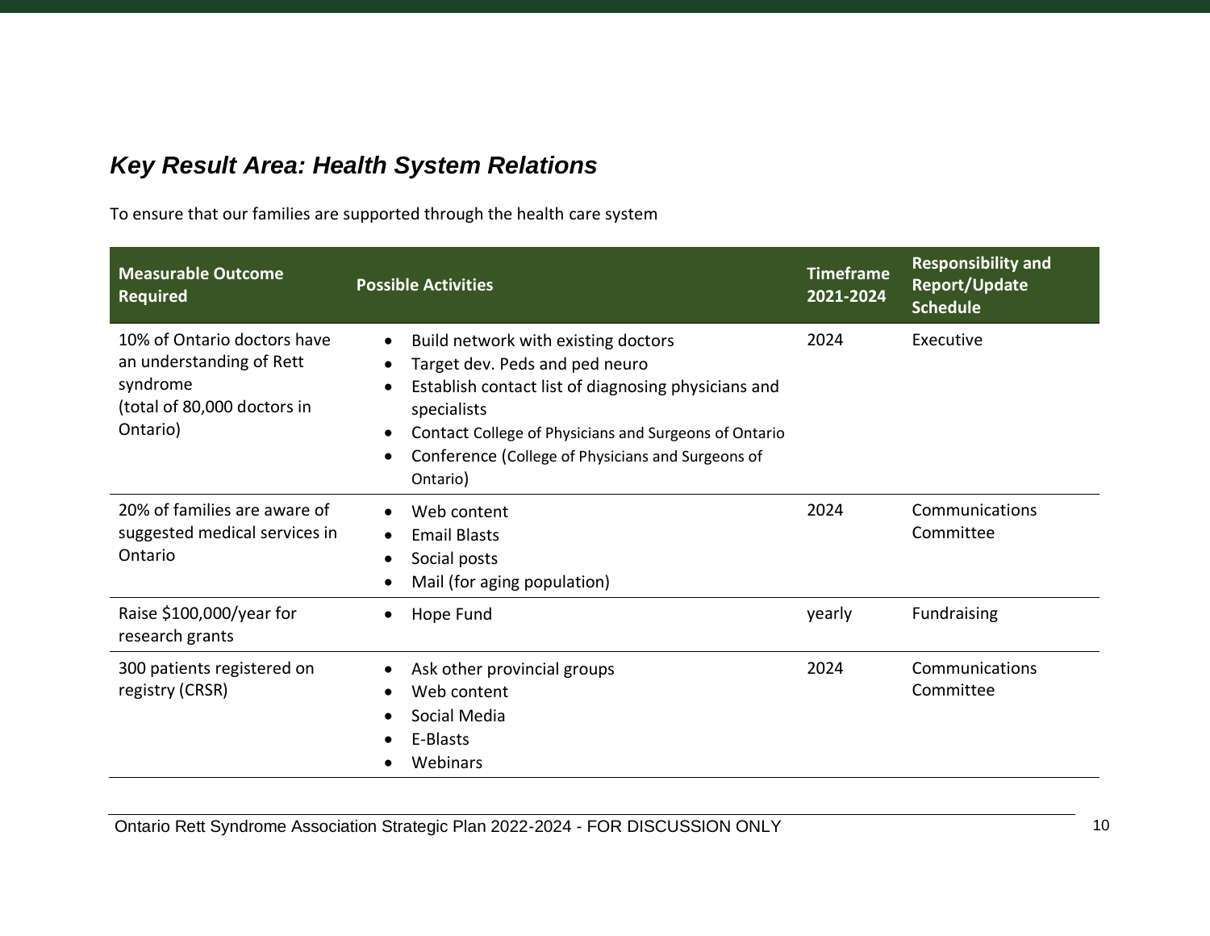## *Key Result Area: Health System Relations*

To ensure that our families are supported through the health care system

| Measurable Outcome Required | Possible Activities | Timeframe 2021-2024 | Responsibility and Report/Update Schedule |
|---|---|---|---|
| 10% of Ontario doctors have an understanding of Rett syndrome (total of 80,000 doctors in Ontario) | • Build network with existing doctors<br>• Target dev. Peds and ped neuro<br>• Establish contact list of diagnosing physicians and specialists<br>• Contact College of Physicians and Surgeons of Ontario<br>• Conference (College of Physicians and Surgeons of Ontario) | 2024 | Executive |
| 20% of families are aware of suggested medical services in Ontario | • Web content<br>• Email Blasts<br>• Social posts<br>• Mail (for aging population) | 2024 | Communications Committee |
| Raise $100,000/year for research grants | • Hope Fund | yearly | Fundraising |
| 300 patients registered on registry (CRSR) | • Ask other provincial groups<br>• Web content<br>• Social Media<br>• E-Blasts<br>• Webinars | 2024 | Communications Committee |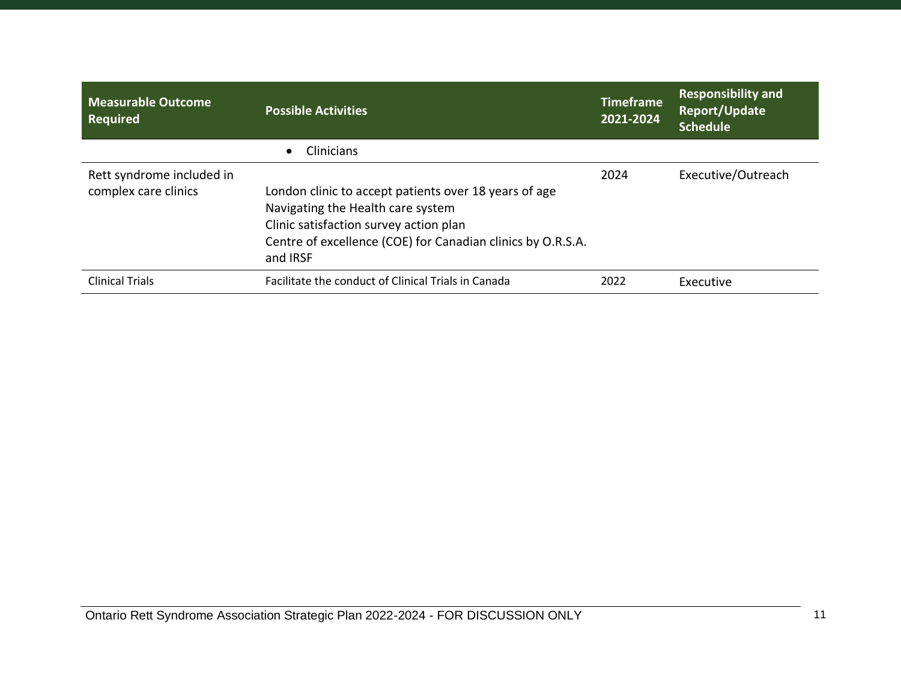| Measurable Outcome Required | Possible Activities | Timeframe 2021-2024 | Responsibility and Report/Update Schedule |
|---|---|---|---|
| | • Clinicians | | |
| Rett syndrome included in complex care clinics | London clinic to accept patients over 18 years of age<br>Navigating the Health care system<br>Clinic satisfaction survey action plan<br>Centre of excellence (COE) for Canadian clinics by O.R.S.A. and IRSF | 2024 | Executive/Outreach |
| Clinical Trials | Facilitate the conduct of Clinical Trials in Canada | 2022 | Executive |

Ontario Rett Syndrome Association Strategic Plan 2022-2024 - FOR DISCUSSION ONLY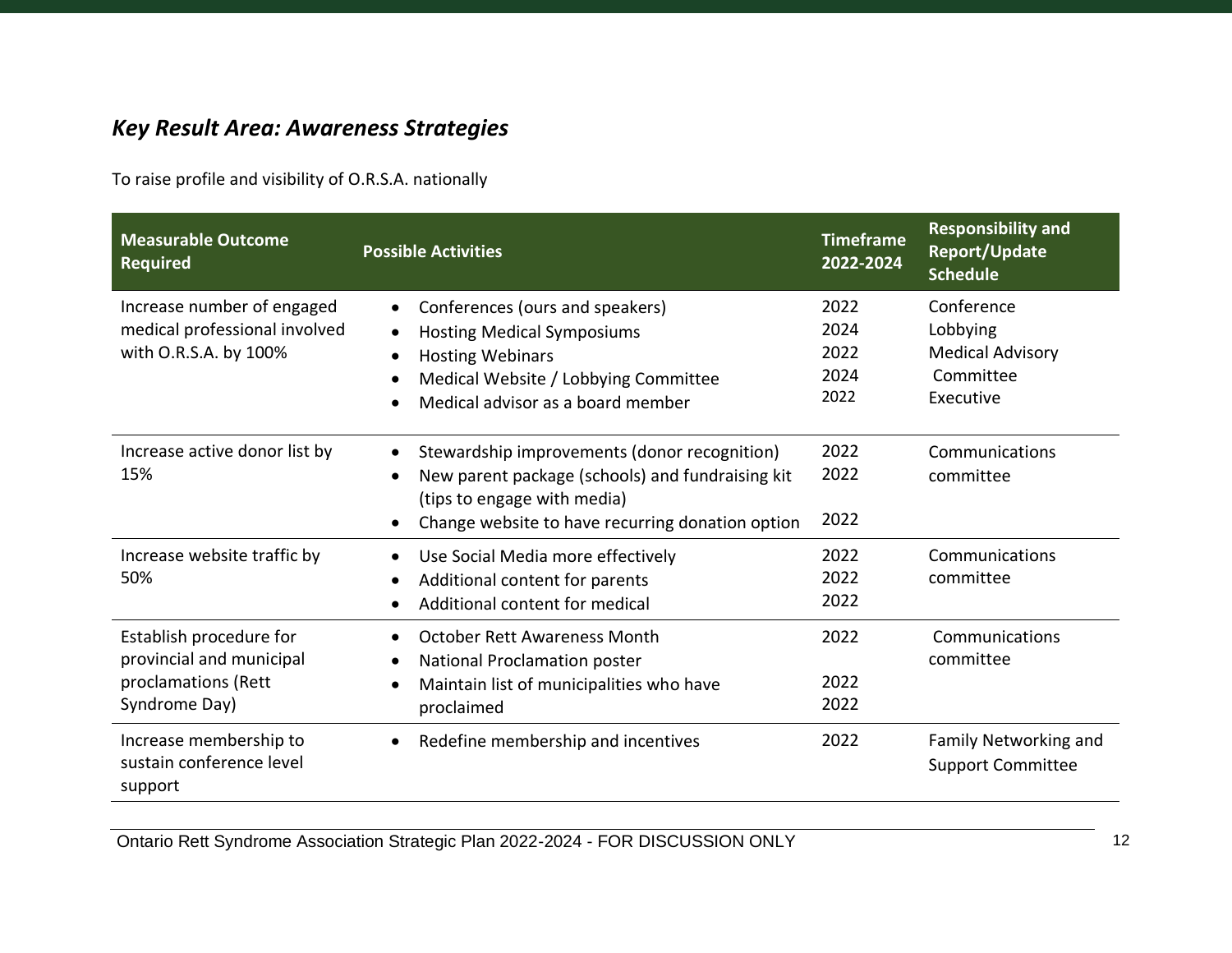### *Key Result Area: Awareness Strategies*

To raise profile and visibility of O.R.S.A. nationally

| Measurable Outcome Required | Possible Activities | Timeframe 2022-2024 | Responsibility and Report/Update Schedule |
|---|---|---|---|
| Increase number of engaged medical professional involved with O.R.S.A. by 100% | • Conferences (ours and speakers)<br>• Hosting Medical Symposiums<br>• Hosting Webinars<br>• Medical Website / Lobbying Committee<br>• Medical advisor as a board member | 2022<br>2024<br>2022<br>2024<br>2022 | Conference<br>Lobbying<br>Medical Advisory Committee<br>Executive |
| Increase active donor list by 15% | • Stewardship improvements (donor recognition)<br>• New parent package (schools) and fundraising kit (tips to engage with media)<br>• Change website to have recurring donation option | 2022<br>2022<br>2022 | Communications committee |
| Increase website traffic by 50% | • Use Social Media more effectively<br>• Additional content for parents<br>• Additional content for medical | 2022<br>2022<br>2022 | Communications committee |
| Establish procedure for provincial and municipal proclamations (Rett Syndrome Day) | • October Rett Awareness Month<br>• National Proclamation poster<br>• Maintain list of municipalities who have proclaimed | 2022<br>2022<br>2022 | Communications committee |
| Increase membership to sustain conference level support | • Redefine membership and incentives | 2022 | Family Networking and Support Committee |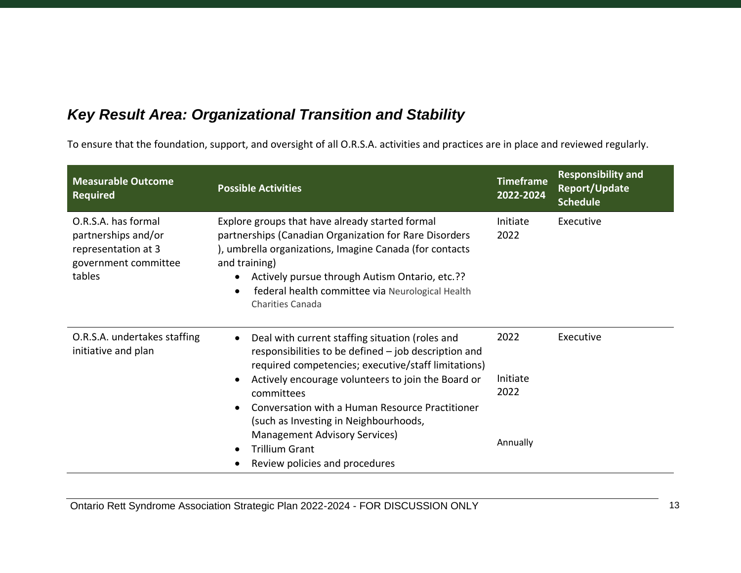## *Key Result Area: Organizational Transition and Stability*

To ensure that the foundation, support, and oversight of all O.R.S.A. activities and practices are in place and reviewed regularly.

| Measurable Outcome Required | Possible Activities | Timeframe 2022-2024 | Responsibility and Report/Update Schedule |
|---|---|---|---|
| O.R.S.A. has formal partnerships and/or representation at 3 government committee tables | Explore groups that have already started formal partnerships (Canadian Organization for Rare Disorders ), umbrella organizations, Imagine Canada (for contacts and training)<br>• Actively pursue through Autism Ontario, etc.??<br>• federal health committee via Neurological Health Charities Canada | Initiate 2022 | Executive |
| O.R.S.A. undertakes staffing initiative and plan | • Deal with current staffing situation (roles and responsibilities to be defined – job description and required competencies; executive/staff limitations)<br>• Actively encourage volunteers to join the Board or committees<br>• Conversation with a Human Resource Practitioner (such as Investing in Neighbourhoods, Management Advisory Services)<br>• Trillium Grant<br>• Review policies and procedures | 2022<br><br>Initiate 2022<br><br>Annually | Executive |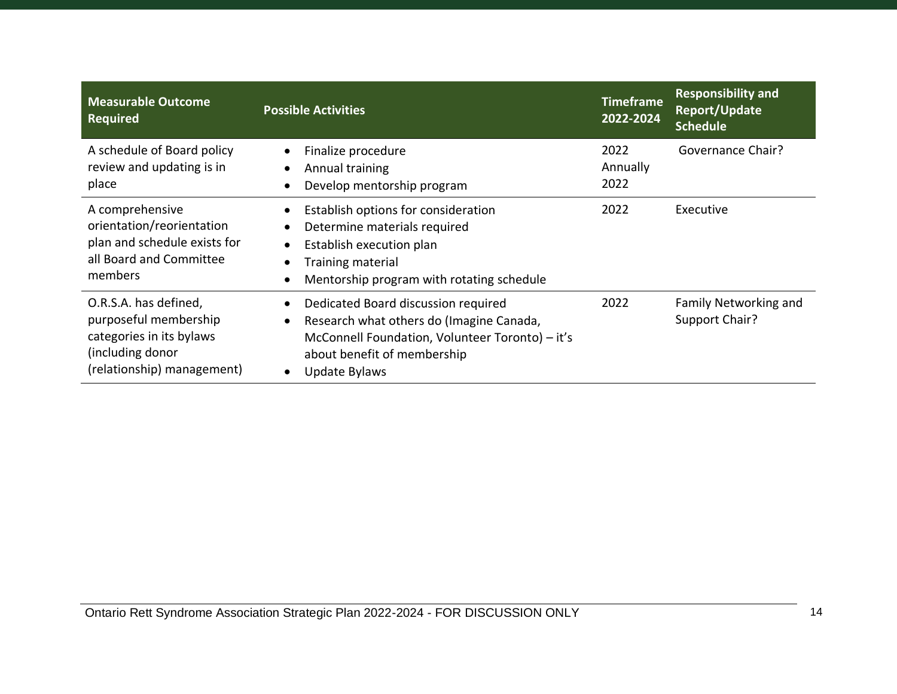| Measurable Outcome Required | Possible Activities | Timeframe 2022-2024 | Responsibility and Report/Update Schedule |
|---|---|---|---|
| A schedule of Board policy review and updating is in place | • Finalize procedure<br>• Annual training<br>• Develop mentorship program | 2022<br>Annually<br>2022 | Governance Chair? |
| A comprehensive orientation/reorientation plan and schedule exists for all Board and Committee members | • Establish options for consideration<br>• Determine materials required<br>• Establish execution plan<br>• Training material<br>• Mentorship program with rotating schedule | 2022 | Executive |
| O.R.S.A. has defined, purposeful membership categories in its bylaws (including donor (relationship) management) | • Dedicated Board discussion required<br>• Research what others do (Imagine Canada, McConnell Foundation, Volunteer Toronto) – it's about benefit of membership<br>• Update Bylaws | 2022 | Family Networking and Support Chair? |